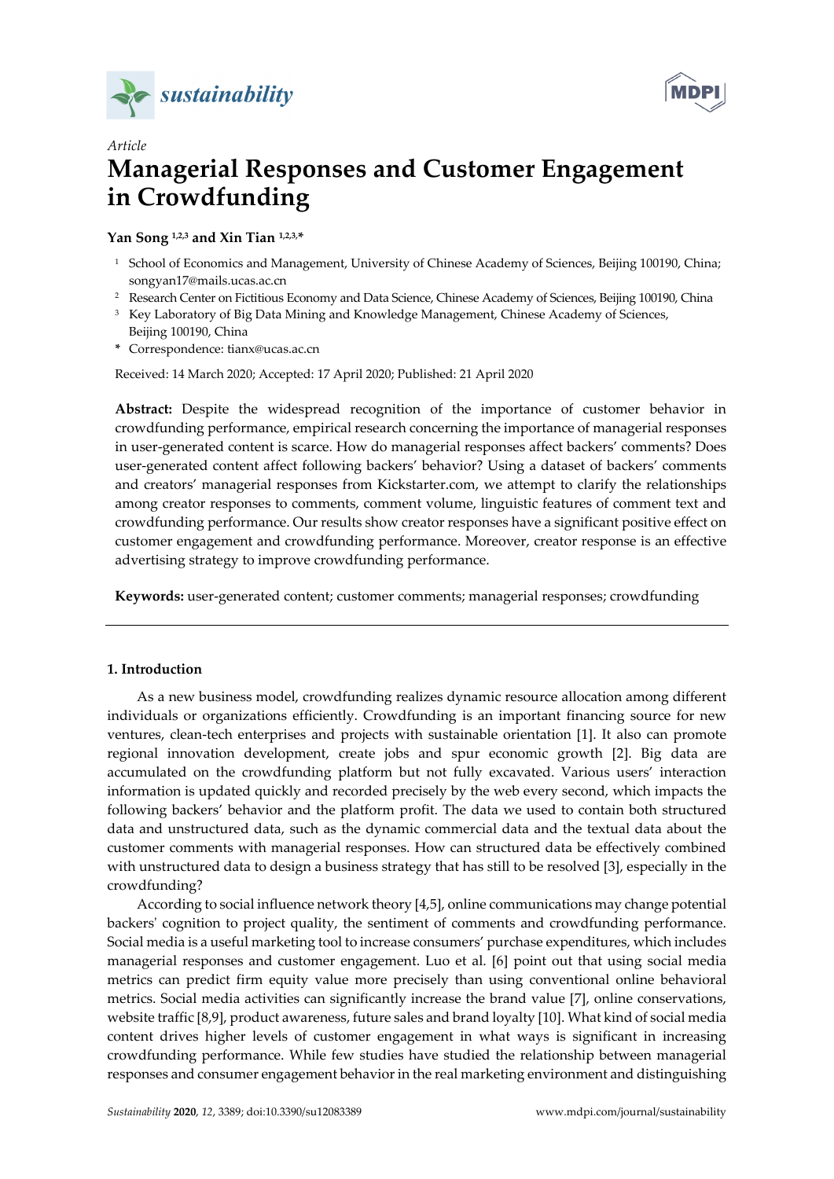*Article*

# Managerial Responses and Customer Engagement in Crowdfunding

**Yan Song [1,2,3] and Xin Tian [1,2,3,*]**

[1] School of Economics and Management, University of Chinese Academy of Sciences, Beijing 100190, China; songyan17@mails.ucas.ac.cn
[2] Research Center on Fictitious Economy and Data Science, Chinese Academy of Sciences, Beijing 100190, China
[3] Key Laboratory of Big Data Mining and Knowledge Management, Chinese Academy of Sciences, Beijing 100190, China
* Correspondence: tianx@ucas.ac.cn

Received: 14 March 2020; Accepted: 17 April 2020; Published: 21 April 2020

**Abstract:** Despite the widespread recognition of the importance of customer behavior in crowdfunding performance, empirical research concerning the importance of managerial responses in user-generated content is scarce. How do managerial responses affect backers' comments? Does user-generated content affect following backers' behavior? Using a dataset of backers' comments and creators' managerial responses from Kickstarter.com, we attempt to clarify the relationships among creator responses to comments, comment volume, linguistic features of comment text and crowdfunding performance. Our results show creator responses have a significant positive effect on customer engagement and crowdfunding performance. Moreover, creator response is an effective advertising strategy to improve crowdfunding performance.

**Keywords:** user-generated content; customer comments; managerial responses; crowdfunding

---

## 1. Introduction

As a new business model, crowdfunding realizes dynamic resource allocation among different individuals or organizations efficiently. Crowdfunding is an important financing source for new ventures, clean-tech enterprises and projects with sustainable orientation [1]. It also can promote regional innovation development, create jobs and spur economic growth [2]. Big data are accumulated on the crowdfunding platform but not fully excavated. Various users' interaction information is updated quickly and recorded precisely by the web every second, which impacts the following backers' behavior and the platform profit. The data we used to contain both structured data and unstructured data, such as the dynamic commercial data and the textual data about the customer comments with managerial responses. How can structured data be effectively combined with unstructured data to design a business strategy that has still to be resolved [3], especially in the crowdfunding?

According to social influence network theory [4,5], online communications may change potential backers' cognition to project quality, the sentiment of comments and crowdfunding performance. Social media is a useful marketing tool to increase consumers' purchase expenditures, which includes managerial responses and customer engagement. Luo et al. [6] point out that using social media metrics can predict firm equity value more precisely than using conventional online behavioral metrics. Social media activities can significantly increase the brand value [7], online conservations, website traffic [8,9], product awareness, future sales and brand loyalty [10]. What kind of social media content drives higher levels of customer engagement in what ways is significant in increasing crowdfunding performance. While few studies have studied the relationship between managerial responses and consumer engagement behavior in the real marketing environment and distinguishing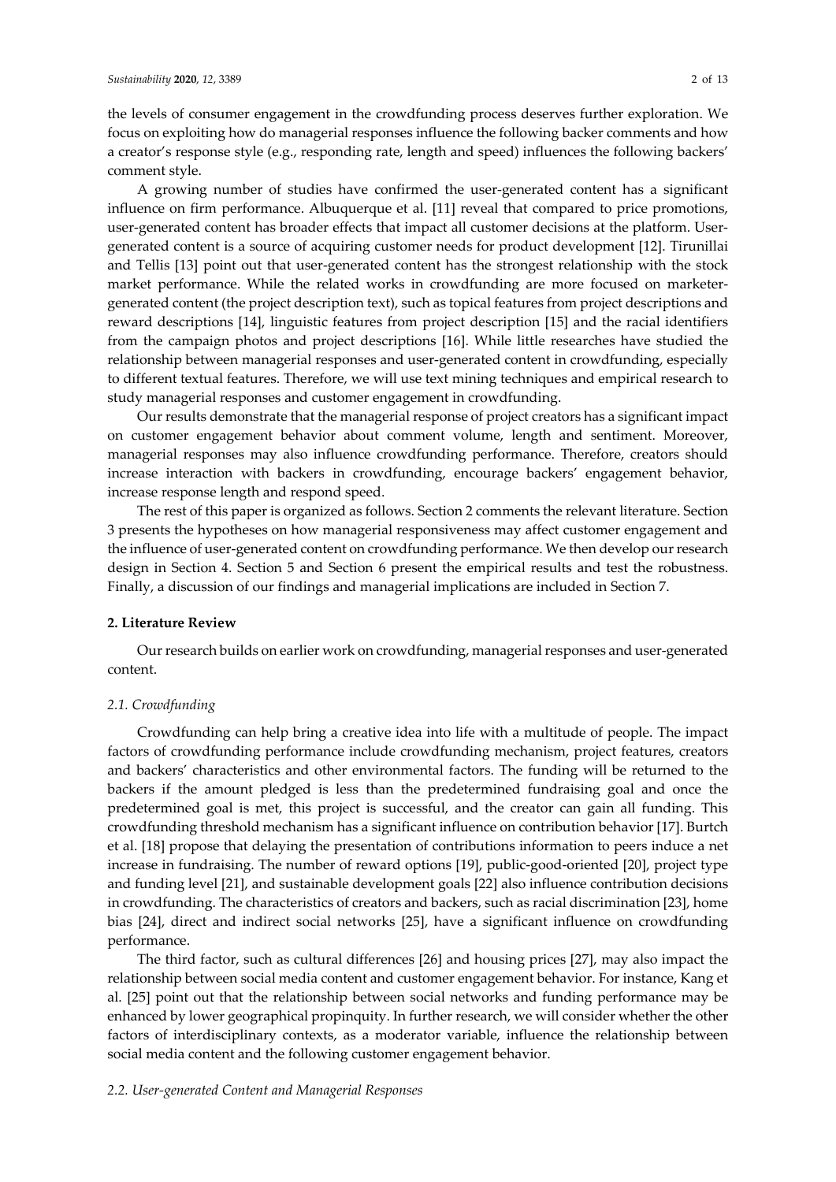the levels of consumer engagement in the crowdfunding process deserves further exploration. We focus on exploiting how do managerial responses influence the following backer comments and how a creator's response style (e.g., responding rate, length and speed) influences the following backers' comment style.

A growing number of studies have confirmed the user-generated content has a significant influence on firm performance. Albuquerque et al. [11] reveal that compared to price promotions, user-generated content has broader effects that impact all customer decisions at the platform. User-generated content is a source of acquiring customer needs for product development [12]. Tirunillai and Tellis [13] point out that user-generated content has the strongest relationship with the stock market performance. While the related works in crowdfunding are more focused on marketer-generated content (the project description text), such as topical features from project descriptions and reward descriptions [14], linguistic features from project description [15] and the racial identifiers from the campaign photos and project descriptions [16]. While little researches have studied the relationship between managerial responses and user-generated content in crowdfunding, especially to different textual features. Therefore, we will use text mining techniques and empirical research to study managerial responses and customer engagement in crowdfunding.

Our results demonstrate that the managerial response of project creators has a significant impact on customer engagement behavior about comment volume, length and sentiment. Moreover, managerial responses may also influence crowdfunding performance. Therefore, creators should increase interaction with backers in crowdfunding, encourage backers' engagement behavior, increase response length and respond speed.

The rest of this paper is organized as follows. Section 2 comments the relevant literature. Section 3 presents the hypotheses on how managerial responsiveness may affect customer engagement and the influence of user-generated content on crowdfunding performance. We then develop our research design in Section 4. Section 5 and Section 6 present the empirical results and test the robustness. Finally, a discussion of our findings and managerial implications are included in Section 7.

## 2. Literature Review

Our research builds on earlier work on crowdfunding, managerial responses and user-generated content.

### 2.1. Crowdfunding

Crowdfunding can help bring a creative idea into life with a multitude of people. The impact factors of crowdfunding performance include crowdfunding mechanism, project features, creators and backers' characteristics and other environmental factors. The funding will be returned to the backers if the amount pledged is less than the predetermined fundraising goal and once the predetermined goal is met, this project is successful, and the creator can gain all funding. This crowdfunding threshold mechanism has a significant influence on contribution behavior [17]. Burtch et al. [18] propose that delaying the presentation of contributions information to peers induce a net increase in fundraising. The number of reward options [19], public-good-oriented [20], project type and funding level [21], and sustainable development goals [22] also influence contribution decisions in crowdfunding. The characteristics of creators and backers, such as racial discrimination [23], home bias [24], direct and indirect social networks [25], have a significant influence on crowdfunding performance.

The third factor, such as cultural differences [26] and housing prices [27], may also impact the relationship between social media content and customer engagement behavior. For instance, Kang et al. [25] point out that the relationship between social networks and funding performance may be enhanced by lower geographical propinquity. In further research, we will consider whether the other factors of interdisciplinary contexts, as a moderator variable, influence the relationship between social media content and the following customer engagement behavior.

### 2.2. User-generated Content and Managerial Responses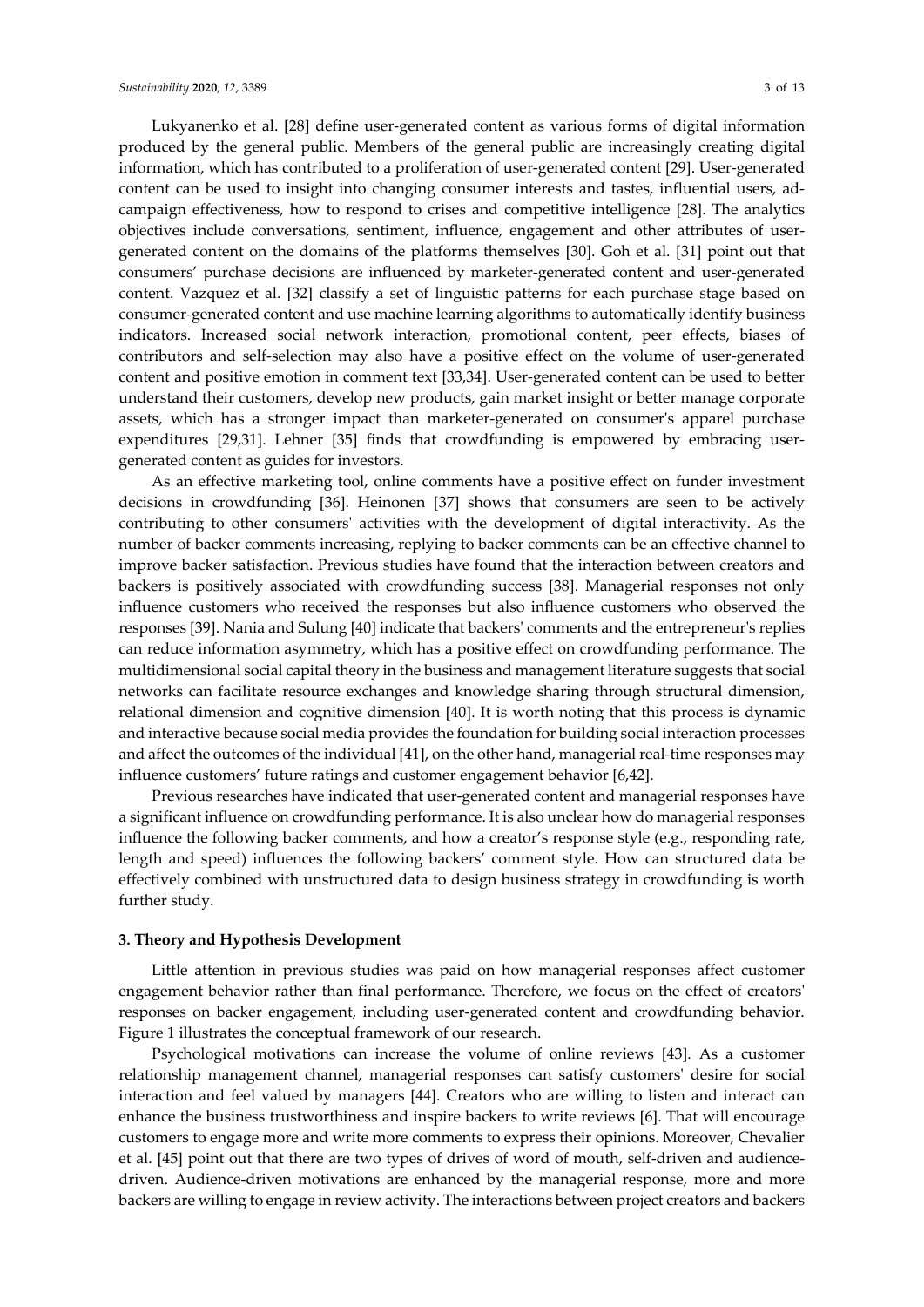Lukyanenko et al. [28] define user-generated content as various forms of digital information produced by the general public. Members of the general public are increasingly creating digital information, which has contributed to a proliferation of user-generated content [29]. User-generated content can be used to insight into changing consumer interests and tastes, influential users, ad-campaign effectiveness, how to respond to crises and competitive intelligence [28]. The analytics objectives include conversations, sentiment, influence, engagement and other attributes of user-generated content on the domains of the platforms themselves [30]. Goh et al. [31] point out that consumers' purchase decisions are influenced by marketer-generated content and user-generated content. Vazquez et al. [32] classify a set of linguistic patterns for each purchase stage based on consumer-generated content and use machine learning algorithms to automatically identify business indicators. Increased social network interaction, promotional content, peer effects, biases of contributors and self-selection may also have a positive effect on the volume of user-generated content and positive emotion in comment text [33,34]. User-generated content can be used to better understand their customers, develop new products, gain market insight or better manage corporate assets, which has a stronger impact than marketer-generated on consumer's apparel purchase expenditures [29,31]. Lehner [35] finds that crowdfunding is empowered by embracing user-generated content as guides for investors.

As an effective marketing tool, online comments have a positive effect on funder investment decisions in crowdfunding [36]. Heinonen [37] shows that consumers are seen to be actively contributing to other consumers' activities with the development of digital interactivity. As the number of backer comments increasing, replying to backer comments can be an effective channel to improve backer satisfaction. Previous studies have found that the interaction between creators and backers is positively associated with crowdfunding success [38]. Managerial responses not only influence customers who received the responses but also influence customers who observed the responses [39]. Nania and Sulung [40] indicate that backers' comments and the entrepreneur's replies can reduce information asymmetry, which has a positive effect on crowdfunding performance. The multidimensional social capital theory in the business and management literature suggests that social networks can facilitate resource exchanges and knowledge sharing through structural dimension, relational dimension and cognitive dimension [40]. It is worth noting that this process is dynamic and interactive because social media provides the foundation for building social interaction processes and affect the outcomes of the individual [41], on the other hand, managerial real-time responses may influence customers' future ratings and customer engagement behavior [6,42].

Previous researches have indicated that user-generated content and managerial responses have a significant influence on crowdfunding performance. It is also unclear how do managerial responses influence the following backer comments, and how a creator's response style (e.g., responding rate, length and speed) influences the following backers' comment style. How can structured data be effectively combined with unstructured data to design business strategy in crowdfunding is worth further study.

## 3. Theory and Hypothesis Development

Little attention in previous studies was paid on how managerial responses affect customer engagement behavior rather than final performance. Therefore, we focus on the effect of creators' responses on backer engagement, including user-generated content and crowdfunding behavior. Figure 1 illustrates the conceptual framework of our research.

Psychological motivations can increase the volume of online reviews [43]. As a customer relationship management channel, managerial responses can satisfy customers' desire for social interaction and feel valued by managers [44]. Creators who are willing to listen and interact can enhance the business trustworthiness and inspire backers to write reviews [6]. That will encourage customers to engage more and write more comments to express their opinions. Moreover, Chevalier et al. [45] point out that there are two types of drives of word of mouth, self-driven and audience-driven. Audience-driven motivations are enhanced by the managerial response, more and more backers are willing to engage in review activity. The interactions between project creators and backers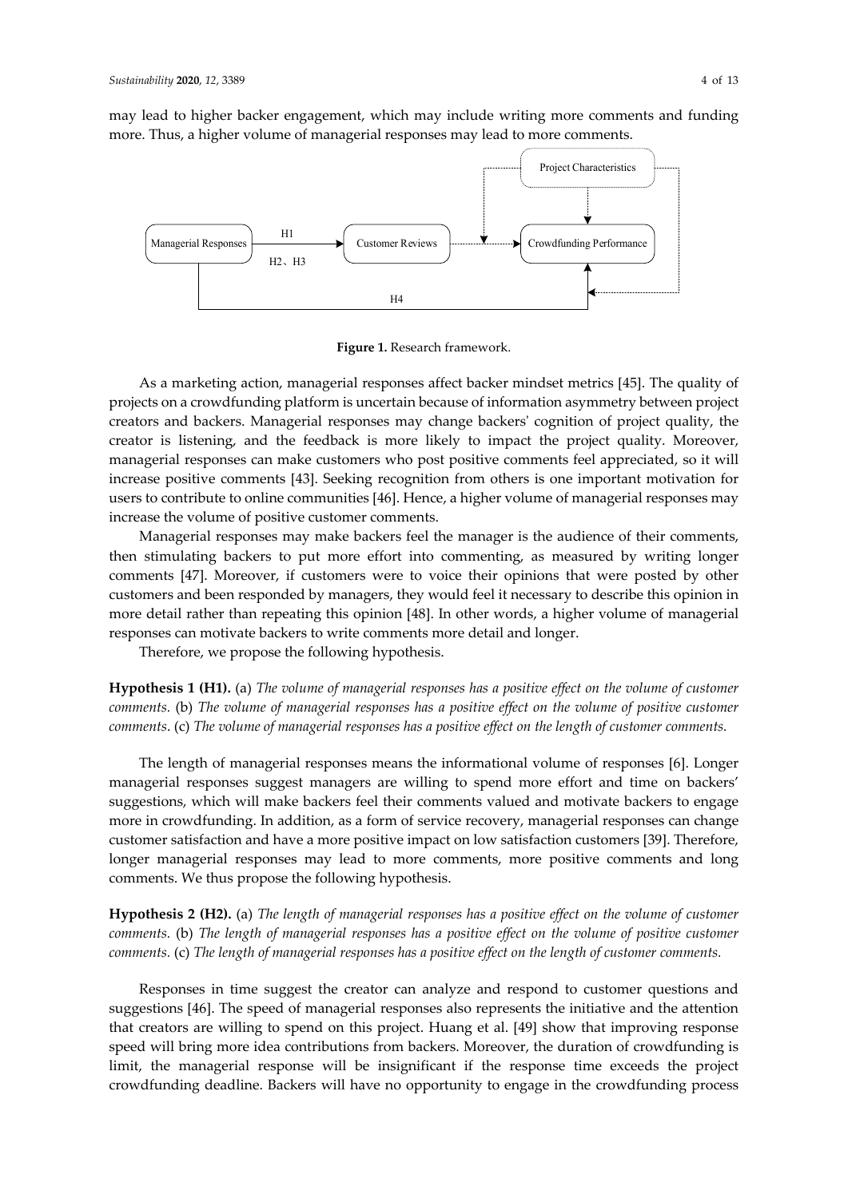may lead to higher backer engagement, which may include writing more comments and funding more. Thus, a higher volume of managerial responses may lead to more comments.

**Figure 1.** Research framework.

As a marketing action, managerial responses affect backer mindset metrics [45]. The quality of projects on a crowdfunding platform is uncertain because of information asymmetry between project creators and backers. Managerial responses may change backers' cognition of project quality, the creator is listening, and the feedback is more likely to impact the project quality. Moreover, managerial responses can make customers who post positive comments feel appreciated, so it will increase positive comments [43]. Seeking recognition from others is one important motivation for users to contribute to online communities [46]. Hence, a higher volume of managerial responses may increase the volume of positive customer comments.

Managerial responses may make backers feel the manager is the audience of their comments, then stimulating backers to put more effort into commenting, as measured by writing longer comments [47]. Moreover, if customers were to voice their opinions that were posted by other customers and been responded by managers, they would feel it necessary to describe this opinion in more detail rather than repeating this opinion [48]. In other words, a higher volume of managerial responses can motivate backers to write comments more detail and longer.

Therefore, we propose the following hypothesis.

**Hypothesis 1 (H1).** (a) *The volume of managerial responses has a positive effect on the volume of customer comments.* (b) *The volume of managerial responses has a positive effect on the volume of positive customer comments*. (c) *The volume of managerial responses has a positive effect on the length of customer comments.*

The length of managerial responses means the informational volume of responses [6]. Longer managerial responses suggest managers are willing to spend more effort and time on backers' suggestions, which will make backers feel their comments valued and motivate backers to engage more in crowdfunding. In addition, as a form of service recovery, managerial responses can change customer satisfaction and have a more positive impact on low satisfaction customers [39]. Therefore, longer managerial responses may lead to more comments, more positive comments and long comments. We thus propose the following hypothesis.

**Hypothesis 2 (H2).** (a) *The length of managerial responses has a positive effect on the volume of customer comments.* (b) *The length of managerial responses has a positive effect on the volume of positive customer comments.* (c) *The length of managerial responses has a positive effect on the length of customer comments.*

Responses in time suggest the creator can analyze and respond to customer questions and suggestions [46]. The speed of managerial responses also represents the initiative and the attention that creators are willing to spend on this project. Huang et al. [49] show that improving response speed will bring more idea contributions from backers. Moreover, the duration of crowdfunding is limit, the managerial response will be insignificant if the response time exceeds the project crowdfunding deadline. Backers will have no opportunity to engage in the crowdfunding process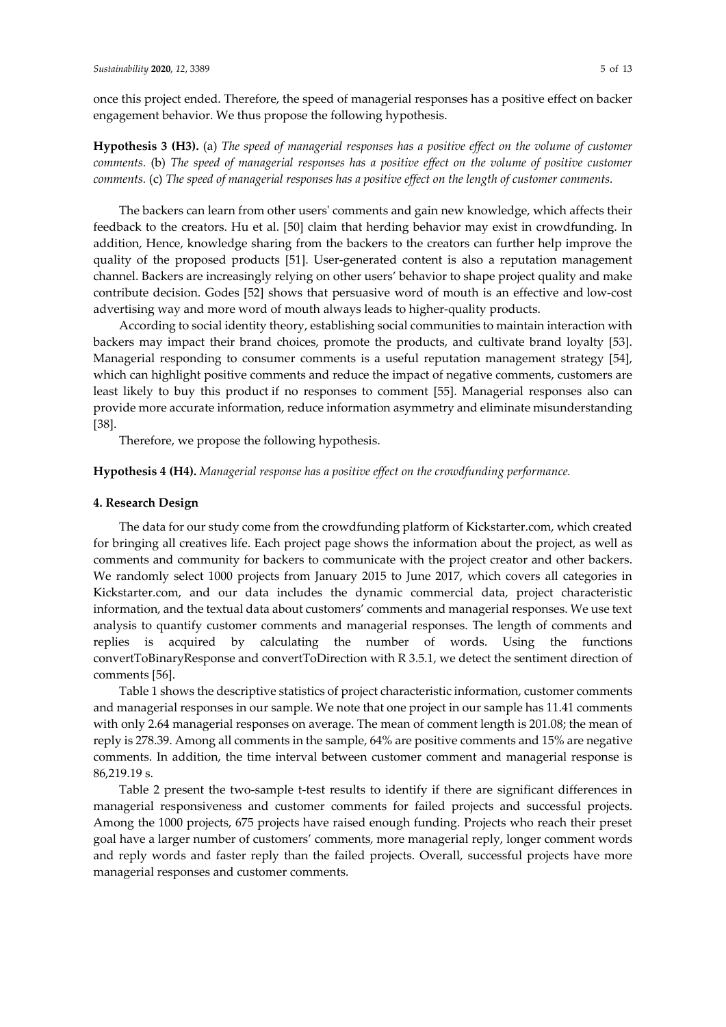once this project ended. Therefore, the speed of managerial responses has a positive effect on backer engagement behavior. We thus propose the following hypothesis.

**Hypothesis 3 (H3).** (a) *The speed of managerial responses has a positive effect on the volume of customer comments.* (b) *The speed of managerial responses has a positive effect on the volume of positive customer comments.* (c) *The speed of managerial responses has a positive effect on the length of customer comments.*

The backers can learn from other users' comments and gain new knowledge, which affects their feedback to the creators. Hu et al. [50] claim that herding behavior may exist in crowdfunding. In addition, Hence, knowledge sharing from the backers to the creators can further help improve the quality of the proposed products [51]. User-generated content is also a reputation management channel. Backers are increasingly relying on other users' behavior to shape project quality and make contribute decision. Godes [52] shows that persuasive word of mouth is an effective and low-cost advertising way and more word of mouth always leads to higher-quality products.

According to social identity theory, establishing social communities to maintain interaction with backers may impact their brand choices, promote the products, and cultivate brand loyalty [53]. Managerial responding to consumer comments is a useful reputation management strategy [54], which can highlight positive comments and reduce the impact of negative comments, customers are least likely to buy this product if no responses to comment [55]. Managerial responses also can provide more accurate information, reduce information asymmetry and eliminate misunderstanding [38].

Therefore, we propose the following hypothesis.

**Hypothesis 4 (H4).** *Managerial response has a positive effect on the crowdfunding performance.*

## 4. Research Design

The data for our study come from the crowdfunding platform of Kickstarter.com, which created for bringing all creatives life. Each project page shows the information about the project, as well as comments and community for backers to communicate with the project creator and other backers. We randomly select 1000 projects from January 2015 to June 2017, which covers all categories in Kickstarter.com, and our data includes the dynamic commercial data, project characteristic information, and the textual data about customers' comments and managerial responses. We use text analysis to quantify customer comments and managerial responses. The length of comments and replies is acquired by calculating the number of words. Using the functions convertToBinaryResponse and convertToDirection with R 3.5.1, we detect the sentiment direction of comments [56].

Table 1 shows the descriptive statistics of project characteristic information, customer comments and managerial responses in our sample. We note that one project in our sample has 11.41 comments with only 2.64 managerial responses on average. The mean of comment length is 201.08; the mean of reply is 278.39. Among all comments in the sample, 64% are positive comments and 15% are negative comments. In addition, the time interval between customer comment and managerial response is 86,219.19 s.

Table 2 present the two-sample t-test results to identify if there are significant differences in managerial responsiveness and customer comments for failed projects and successful projects. Among the 1000 projects, 675 projects have raised enough funding. Projects who reach their preset goal have a larger number of customers' comments, more managerial reply, longer comment words and reply words and faster reply than the failed projects. Overall, successful projects have more managerial responses and customer comments.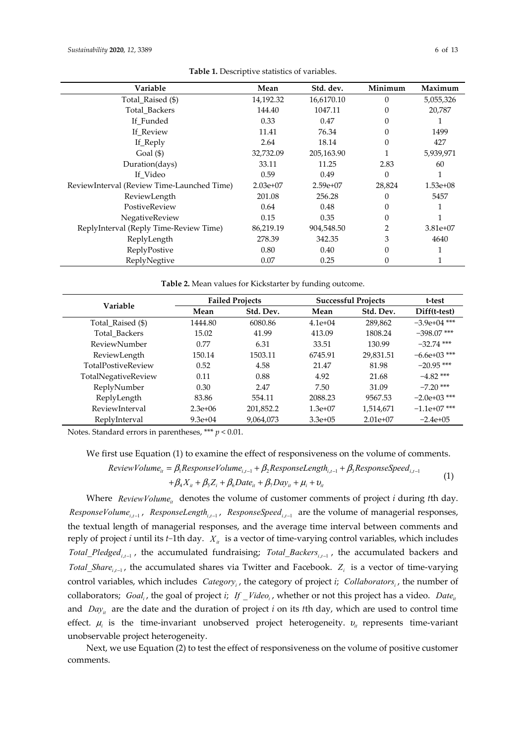**Table 1.** Descriptive statistics of variables.

| Variable | Mean | Std. dev. | Minimum | Maximum |
|---|---|---|---|---|
| Total_Raised ($) | 14,192.32 | 16,6170.10 | 0 | 5,055,326 |
| Total_Backers | 144.40 | 1047.11 | 0 | 20,787 |
| If_Funded | 0.33 | 0.47 | 0 | 1 |
| If_Review | 11.41 | 76.34 | 0 | 1499 |
| If_Reply | 2.64 | 18.14 | 0 | 427 |
| Goal ($) | 32,732.09 | 205,163.90 | 1 | 5,939,971 |
| Duration(days) | 33.11 | 11.25 | 2.83 | 60 |
| If_Video | 0.59 | 0.49 | 0 | 1 |
| ReviewInterval (Review Time-Launched Time) | 2.03e+07 | 2.59e+07 | 28,824 | 1.53e+08 |
| ReviewLength | 201.08 | 256.28 | 0 | 5457 |
| PostiveReview | 0.64 | 0.48 | 0 | 1 |
| NegativeReview | 0.15 | 0.35 | 0 | 1 |
| ReplyInterval (Reply Time-Review Time) | 86,219.19 | 904,548.50 | 2 | 3.81e+07 |
| ReplyLength | 278.39 | 342.35 | 3 | 4640 |
| ReplyPostive | 0.80 | 0.40 | 0 | 1 |
| ReplyNegtive | 0.07 | 0.25 | 0 | 1 |

**Table 2.** Mean values for Kickstarter by funding outcome.

| Variable | Failed Projects | | Successful Projects | | t-test |
|---|---|---|---|---|---|
| | Mean | Std. Dev. | Mean | Std. Dev. | Diff(t-test) |
| Total_Raised ($) | 1444.80 | 6080.86 | 4.1e+04 | 289,862 | −3.9e+04 *** |
| Total_Backers | 15.02 | 41.99 | 413.09 | 1808.24 | −398.07 *** |
| ReviewNumber | 0.77 | 6.31 | 33.51 | 130.99 | −32.74 *** |
| ReviewLength | 150.14 | 1503.11 | 6745.91 | 29,831.51 | −6.6e+03 *** |
| TotalPostiveReview | 0.52 | 4.58 | 21.47 | 81.98 | −20.95 *** |
| TotalNegativeReview | 0.11 | 0.88 | 4.92 | 21.68 | −4.82 *** |
| ReplyNumber | 0.30 | 2.47 | 7.50 | 31.09 | −7.20 *** |
| ReplyLength | 83.86 | 554.11 | 2088.23 | 9567.53 | −2.0e+03 *** |
| ReviewInterval | 2.3e+06 | 201,852.2 | 1.3e+07 | 1,514,671 | −1.1e+07 *** |
| ReplyInterval | 9.3e+04 | 9,064,073 | 3.3e+05 | 2.01e+07 | −2.4e+05 |

Notes. Standard errors in parentheses, *** $p < 0.01$.

We first use Equation (1) to examine the effect of responsiveness on the volume of comments.

$$ReviewVolume_{it} = \beta_1 ResponseVolume_{i,t-1} + \beta_2 ResponseLength_{i,t-1} + \beta_3 ResponseSpeed_{i,t-1} + \beta_4 X_{it} + \beta_5 Z_i + \beta_6 Date_{it} + \beta_7 Day_{it} + \mu_i + \upsilon_{it} \quad (1)$$

Where $ReviewVolume_{it}$ denotes the volume of customer comments of project *i* during *t*th day. $ResponseVolume_{i,t-1}$, $ResponseLength_{i,t-1}$, $ResponseSpeed_{i,t-1}$ are the volume of managerial responses, the textual length of managerial responses, and the average time interval between comments and reply of project *i* until its *t*–1th day. $X_{it}$ is a vector of time-varying control variables, which includes $Total\_Pledged_{i,t-1}$, the accumulated fundraising; $Total\_Backers_{i,t-1}$, the accumulated backers and $Total\_Share_{i,t-1}$, the accumulated shares via Twitter and Facebook. $Z_i$ is a vector of time-varying control variables, which includes $Category_i$, the category of project *i*; $Collaborators_i$, the number of collaborators; $Goal_i$, the goal of project *i*; $If\_Video_i$, whether or not this project has a video. $Date_{it}$ and $Day_{it}$ are the date and the duration of project *i* on its *t*th day, which are used to control time effect. $\mu_i$ is the time-invariant unobserved project heterogeneity. $\upsilon_{it}$ represents time-variant unobservable project heterogeneity.

Next, we use Equation (2) to test the effect of responsiveness on the volume of positive customer comments.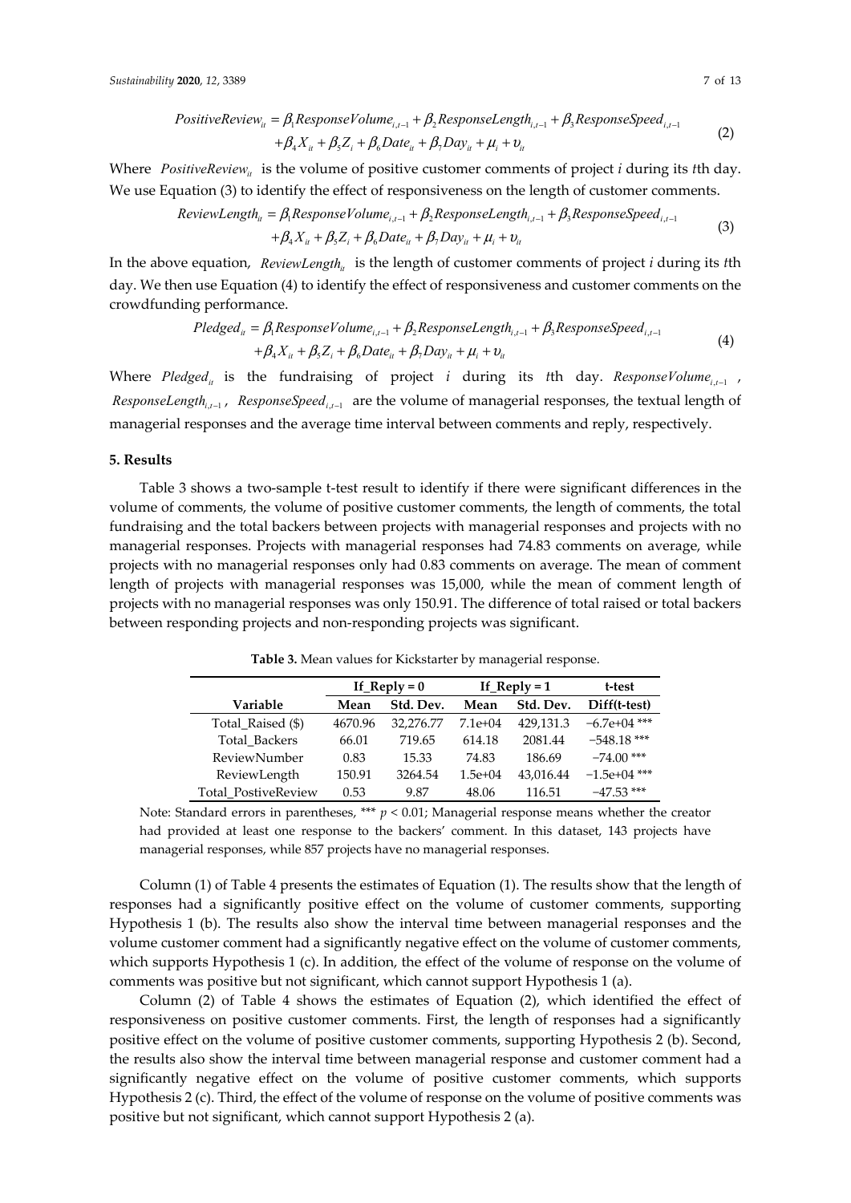$$PositiveReview_{it} = \beta_1 ResponseVolume_{i,t-1} + \beta_2 ResponseLength_{i,t-1} + \beta_3 ResponseSpeed_{i,t-1} + \beta_4 X_{it} + \beta_5 Z_i + \beta_6 Date_{it} + \beta_7 Day_{it} + \mu_i + \upsilon_{it} \tag{2}$$

Where $PositiveReview_{it}$ is the volume of positive customer comments of project *i* during its *t*th day. We use Equation (3) to identify the effect of responsiveness on the length of customer comments.

$$ReviewLength_{it} = \beta_1 ResponseVolume_{i,t-1} + \beta_2 ResponseLength_{i,t-1} + \beta_3 ResponseSpeed_{i,t-1} + \beta_4 X_{it} + \beta_5 Z_i + \beta_6 Date_{it} + \beta_7 Day_{it} + \mu_i + \upsilon_{it} \tag{3}$$

In the above equation, $ReviewLength_{it}$ is the length of customer comments of project *i* during its *t*th day. We then use Equation (4) to identify the effect of responsiveness and customer comments on the crowdfunding performance.

$$Pledged_{it} = \beta_1 ResponseVolume_{i,t-1} + \beta_2 ResponseLength_{i,t-1} + \beta_3 ResponseSpeed_{i,t-1} + \beta_4 X_{it} + \beta_5 Z_i + \beta_6 Date_{it} + \beta_7 Day_{it} + \mu_i + \upsilon_{it} \tag{4}$$

Where $Pledged_{it}$ is the fundraising of project *i* during its *t*th day. $ResponseVolume_{i,t-1}$, $ResponseLength_{i,t-1}$, $ResponseSpeed_{i,t-1}$ are the volume of managerial responses, the textual length of managerial responses and the average time interval between comments and reply, respectively.

## 5. Results

Table 3 shows a two-sample t-test result to identify if there were significant differences in the volume of comments, the volume of positive customer comments, the length of comments, the total fundraising and the total backers between projects with managerial responses and projects with no managerial responses. Projects with managerial responses had 74.83 comments on average, while projects with no managerial responses only had 0.83 comments on average. The mean of comment length of projects with managerial responses was 15,000, while the mean of comment length of projects with no managerial responses was only 150.91. The difference of total raised or total backers between responding projects and non-responding projects was significant.

**Table 3.** Mean values for Kickstarter by managerial response.

| | If_Reply = 0 | | If_Reply = 1 | | t-test |
|---|---|---|---|---|---|
| **Variable** | **Mean** | **Std. Dev.** | **Mean** | **Std. Dev.** | **Diff(t-test)** |
| Total_Raised ($) | 4670.96 | 32,276.77 | 7.1e+04 | 429,131.3 | −6.7e+04 *** |
| Total_Backers | 66.01 | 719.65 | 614.18 | 2081.44 | −548.18 *** |
| ReviewNumber | 0.83 | 15.33 | 74.83 | 186.69 | −74.00 *** |
| ReviewLength | 150.91 | 3264.54 | 1.5e+04 | 43,016.44 | −1.5e+04 *** |
| Total_PostiveReview | 0.53 | 9.87 | 48.06 | 116.51 | −47.53 *** |

Note: Standard errors in parentheses, *** $p < 0.01$; Managerial response means whether the creator had provided at least one response to the backers' comment. In this dataset, 143 projects have managerial responses, while 857 projects have no managerial responses.

Column (1) of Table 4 presents the estimates of Equation (1). The results show that the length of responses had a significantly positive effect on the volume of customer comments, supporting Hypothesis 1 (b). The results also show the interval time between managerial responses and the volume customer comment had a significantly negative effect on the volume of customer comments, which supports Hypothesis 1 (c). In addition, the effect of the volume of response on the volume of comments was positive but not significant, which cannot support Hypothesis 1 (a).

Column (2) of Table 4 shows the estimates of Equation (2), which identified the effect of responsiveness on positive customer comments. First, the length of responses had a significantly positive effect on the volume of positive customer comments, supporting Hypothesis 2 (b). Second, the results also show the interval time between managerial response and customer comment had a significantly negative effect on the volume of positive customer comments, which supports Hypothesis 2 (c). Third, the effect of the volume of response on the volume of positive comments was positive but not significant, which cannot support Hypothesis 2 (a).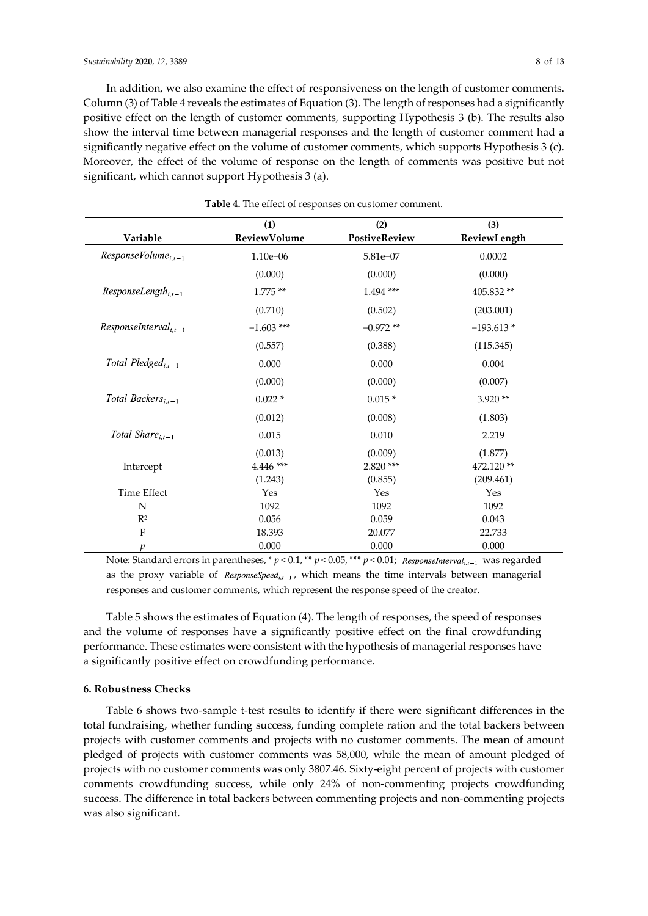In addition, we also examine the effect of responsiveness on the length of customer comments. Column (3) of Table 4 reveals the estimates of Equation (3). The length of responses had a significantly positive effect on the length of customer comments, supporting Hypothesis 3 (b). The results also show the interval time between managerial responses and the length of customer comment had a significantly negative effect on the volume of customer comments, which supports Hypothesis 3 (c). Moreover, the effect of the volume of response on the length of comments was positive but not significant, which cannot support Hypothesis 3 (a).

**Table 4.** The effect of responses on customer comment.

| Variable | (1) ReviewVolume | (2) PostiveReview | (3) ReviewLength |
|---|---|---|---|
| $ResponseVolume_{i,t-1}$ | 1.10e−06 | 5.81e−07 | 0.0002 |
| | (0.000) | (0.000) | (0.000) |
| $ResponseLength_{i,t-1}$ | 1.775 ** | 1.494 *** | 405.832 ** |
| | (0.710) | (0.502) | (203.001) |
| $ResponseInterval_{i,t-1}$ | −1.603 *** | −0.972 ** | −193.613 * |
| | (0.557) | (0.388) | (115.345) |
| $Total\_Pledged_{i,t-1}$ | 0.000 | 0.000 | 0.004 |
| | (0.000) | (0.000) | (0.007) |
| $Total\_Backers_{i,t-1}$ | 0.022 * | 0.015 * | 3.920 ** |
| | (0.012) | (0.008) | (1.803) |
| $Total\_Share_{i,t-1}$ | 0.015 | 0.010 | 2.219 |
| | (0.013) | (0.009) | (1.877) |
| Intercept | 4.446 *** | 2.820 *** | 472.120 ** |
| | (1.243) | (0.855) | (209.461) |
| Time Effect | Yes | Yes | Yes |
| N | 1092 | 1092 | 1092 |
| $R^2$ | 0.056 | 0.059 | 0.043 |
| F | 18.393 | 20.077 | 22.733 |
| $p$ | 0.000 | 0.000 | 0.000 |

Note: Standard errors in parentheses, * $p < 0.1$, ** $p < 0.05$, *** $p < 0.01$; $ResponseInterval_{i,t-1}$ was regarded as the proxy variable of $ResponseSpeed_{i,t-1}$, which means the time intervals between managerial responses and customer comments, which represent the response speed of the creator.

Table 5 shows the estimates of Equation (4). The length of responses, the speed of responses and the volume of responses have a significantly positive effect on the final crowdfunding performance. These estimates were consistent with the hypothesis of managerial responses have a significantly positive effect on crowdfunding performance.

## 6. Robustness Checks

Table 6 shows two-sample t-test results to identify if there were significant differences in the total fundraising, whether funding success, funding complete ration and the total backers between projects with customer comments and projects with no customer comments. The mean of amount pledged of projects with customer comments was 58,000, while the mean of amount pledged of projects with no customer comments was only 3807.46. Sixty-eight percent of projects with customer comments crowdfunding success, while only 24% of non-commenting projects crowdfunding success. The difference in total backers between commenting projects and non-commenting projects was also significant.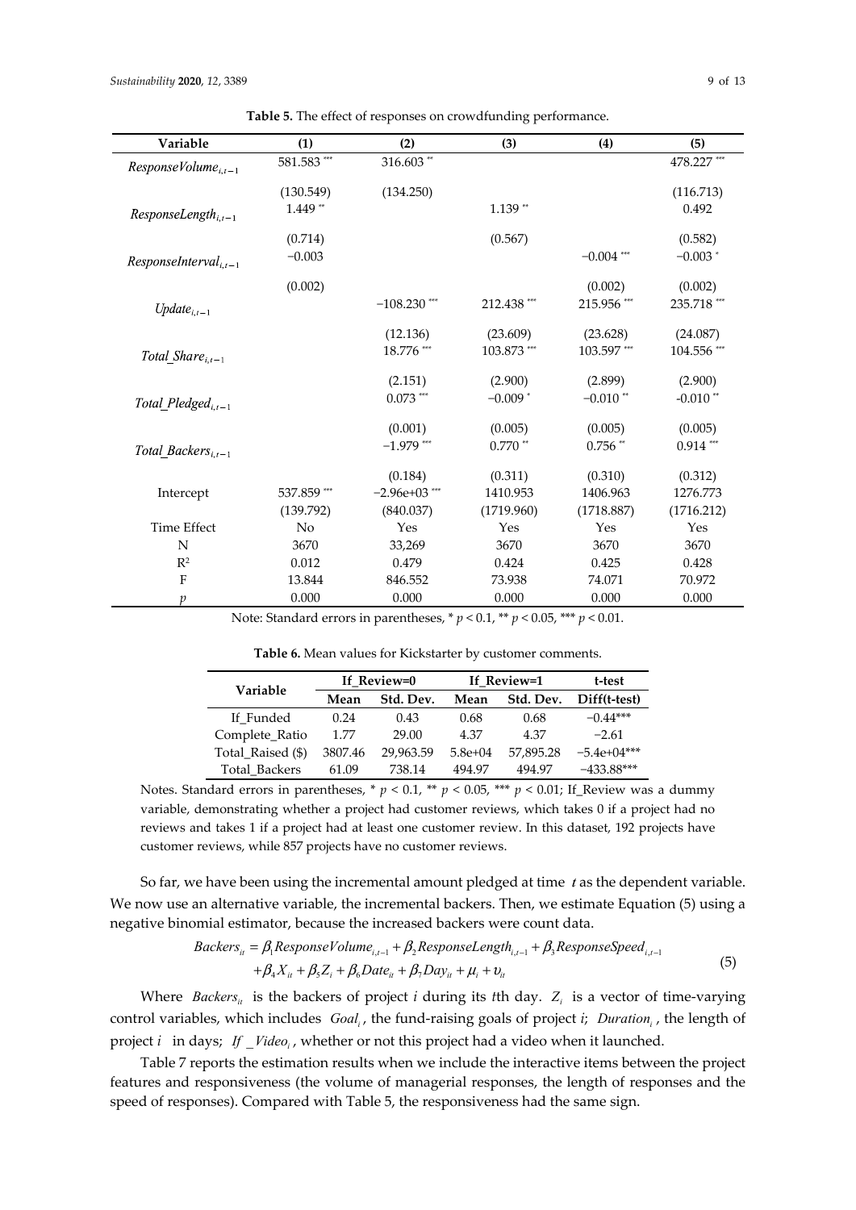**Table 5.** The effect of responses on crowdfunding performance.

| Variable | (1) | (2) | (3) | (4) | (5) |
| --- | --- | --- | --- | --- | --- |
| $ResponseVolume_{i,t-1}$ | 581.583 *** | 316.603 ** | | | 478.227 *** |
| | (130.549) | (134.250) | | | (116.713) |
| $ResponseLength_{i,t-1}$ | 1.449 ** | | 1.139 ** | | 0.492 |
| | (0.714) | | (0.567) | | (0.582) |
| $ResponseInterval_{i,t-1}$ | −0.003 | | | −0.004 *** | −0.003 * |
| | (0.002) | | | (0.002) | (0.002) |
| $Update_{i,t-1}$ | | −108.230 *** | 212.438 *** | 215.956 *** | 235.718 *** |
| | | (12.136) | (23.609) | (23.628) | (24.087) |
| $Total\_Share_{i,t-1}$ | | 18.776 *** | 103.873 *** | 103.597 *** | 104.556 *** |
| | | (2.151) | (2.900) | (2.899) | (2.900) |
| $Total\_Pledged_{i,t-1}$ | | 0.073 *** | −0.009 * | −0.010 ** | -0.010 ** |
| | | (0.001) | (0.005) | (0.005) | (0.005) |
| $Total\_Backers_{i,t-1}$ | | −1.979 *** | 0.770 ** | 0.756 ** | 0.914 *** |
| | | (0.184) | (0.311) | (0.310) | (0.312) |
| Intercept | 537.859 *** | −2.96e+03 *** | 1410.953 | 1406.963 | 1276.773 |
| | (139.792) | (840.037) | (1719.960) | (1718.887) | (1716.212) |
| Time Effect | No | Yes | Yes | Yes | Yes |
| N | 3670 | 33,269 | 3670 | 3670 | 3670 |
| $R^2$ | 0.012 | 0.479 | 0.424 | 0.425 | 0.428 |
| F | 13.844 | 846.552 | 73.938 | 74.071 | 70.972 |
| $p$ | 0.000 | 0.000 | 0.000 | 0.000 | 0.000 |

Note: Standard errors in parentheses, * $p < 0.1$, ** $p < 0.05$, *** $p < 0.01$.

**Table 6.** Mean values for Kickstarter by customer comments.

| Variable | If_Review=0 | | If_Review=1 | | t-test |
| --- | --- | --- | --- | --- | --- |
| | Mean | Std. Dev. | Mean | Std. Dev. | Diff(t-test) |
| If_Funded | 0.24 | 0.43 | 0.68 | 0.68 | −0.44*** |
| Complete_Ratio | 1.77 | 29.00 | 4.37 | 4.37 | −2.61 |
| Total_Raised ($) | 3807.46 | 29,963.59 | 5.8e+04 | 57,895.28 | −5.4e+04*** |
| Total_Backers | 61.09 | 738.14 | 494.97 | 494.97 | −433.88*** |

Notes. Standard errors in parentheses, * $p < 0.1$, ** $p < 0.05$, *** $p < 0.01$; If_Review was a dummy variable, demonstrating whether a project had customer reviews, which takes 0 if a project had no reviews and takes 1 if a project had at least one customer review. In this dataset, 192 projects have customer reviews, while 857 projects have no customer reviews.

So far, we have been using the incremental amount pledged at time $t$ as the dependent variable. We now use an alternative variable, the incremental backers. Then, we estimate Equation (5) using a negative binomial estimator, because the increased backers were count data.

$$Backers_{it} = \beta_1 ResponseVolume_{i,t-1} + \beta_2 ResponseLength_{i,t-1} + \beta_3 ResponseSpeed_{i,t-1} + \beta_4 X_{it} + \beta_5 Z_i + \beta_6 Date_{it} + \beta_7 Day_{it} + \mu_i + \upsilon_{it} \quad (5)$$

Where $Backers_{it}$ is the backers of project $i$ during its $t$th day. $Z_i$ is a vector of time-varying control variables, which includes $Goal_i$, the fund-raising goals of project $i$; $Duration_i$, the length of project $i$ in days; $If\_Video_i$, whether or not this project had a video when it launched.

Table 7 reports the estimation results when we include the interactive items between the project features and responsiveness (the volume of managerial responses, the length of responses and the speed of responses). Compared with Table 5, the responsiveness had the same sign.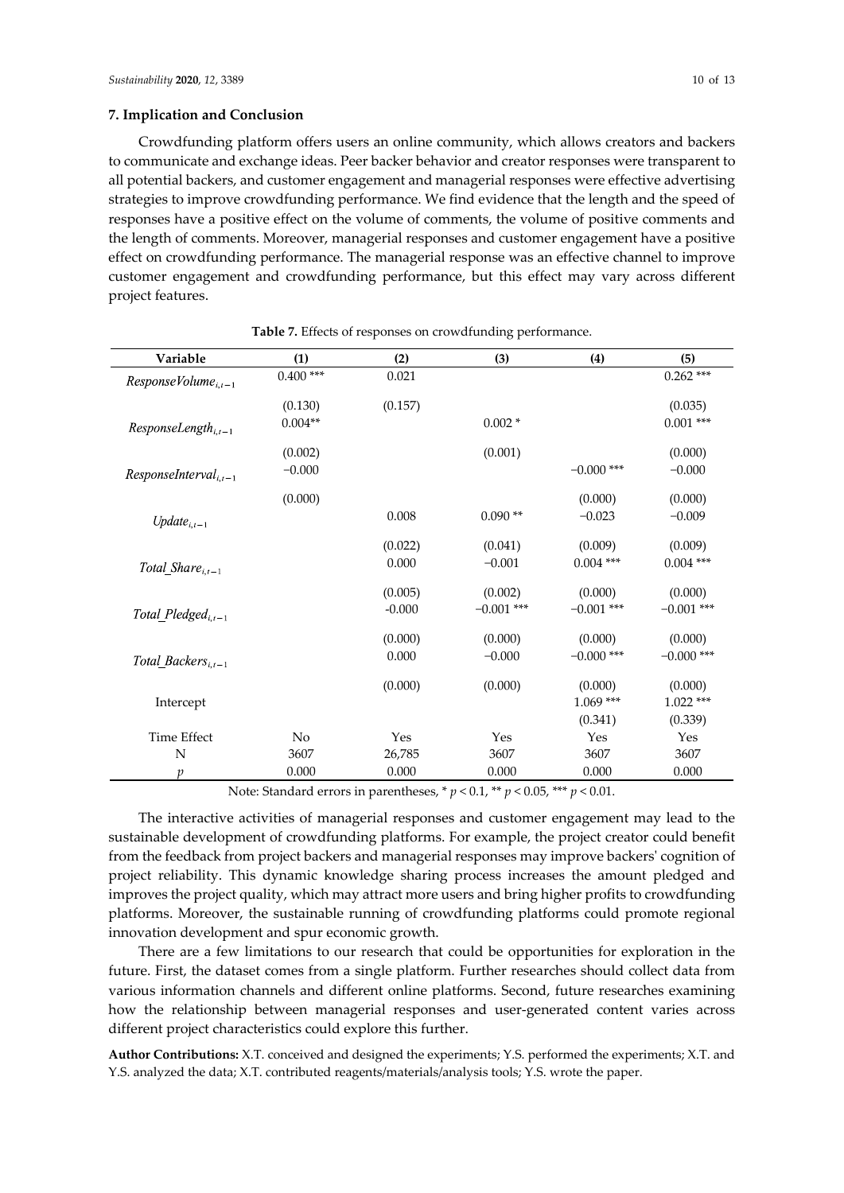## 7. Implication and Conclusion

Crowdfunding platform offers users an online community, which allows creators and backers to communicate and exchange ideas. Peer backer behavior and creator responses were transparent to all potential backers, and customer engagement and managerial responses were effective advertising strategies to improve crowdfunding performance. We find evidence that the length and the speed of responses have a positive effect on the volume of comments, the volume of positive comments and the length of comments. Moreover, managerial responses and customer engagement have a positive effect on crowdfunding performance. The managerial response was an effective channel to improve customer engagement and crowdfunding performance, but this effect may vary across different project features.

**Table 7.** Effects of responses on crowdfunding performance.

| Variable | (1) | (2) | (3) | (4) | (5) |
|---|---|---|---|---|---|
| $ResponseVolume_{i,t-1}$ | 0.400 *** | 0.021 | | | 0.262 *** |
| | (0.130) | (0.157) | | | (0.035) |
| $ResponseLength_{i,t-1}$ | 0.004** | | 0.002 * | | 0.001 *** |
| | (0.002) | | (0.001) | | (0.000) |
| $ResponseInterval_{i,t-1}$ | −0.000 | | | −0.000 *** | −0.000 |
| | (0.000) | | | (0.000) | (0.000) |
| $Update_{i,t-1}$ | | 0.008 | 0.090 ** | −0.023 | −0.009 |
| | | (0.022) | (0.041) | (0.009) | (0.009) |
| $Total\_Share_{i,t-1}$ | | 0.000 | −0.001 | 0.004 *** | 0.004 *** |
| | | (0.005) | (0.002) | (0.000) | (0.000) |
| $Total\_Pledged_{i,t-1}$ | | -0.000 | −0.001 *** | −0.001 *** | −0.001 *** |
| | | (0.000) | (0.000) | (0.000) | (0.000) |
| $Total\_Backers_{i,t-1}$ | | 0.000 | −0.000 | −0.000 *** | −0.000 *** |
| | | (0.000) | (0.000) | (0.000) | (0.000) |
| Intercept | | | | 1.069 *** | 1.022 *** |
| | | | | (0.341) | (0.339) |
| Time Effect | No | Yes | Yes | Yes | Yes |
| N | 3607 | 26,785 | 3607 | 3607 | 3607 |
| $p$ | 0.000 | 0.000 | 0.000 | 0.000 | 0.000 |

Note: Standard errors in parentheses, * $p < 0.1$, ** $p < 0.05$, *** $p < 0.01$.

The interactive activities of managerial responses and customer engagement may lead to the sustainable development of crowdfunding platforms. For example, the project creator could benefit from the feedback from project backers and managerial responses may improve backers' cognition of project reliability. This dynamic knowledge sharing process increases the amount pledged and improves the project quality, which may attract more users and bring higher profits to crowdfunding platforms. Moreover, the sustainable running of crowdfunding platforms could promote regional innovation development and spur economic growth.

There are a few limitations to our research that could be opportunities for exploration in the future. First, the dataset comes from a single platform. Further researches should collect data from various information channels and different online platforms. Second, future researches examining how the relationship between managerial responses and user-generated content varies across different project characteristics could explore this further.

**Author Contributions:** X.T. conceived and designed the experiments; Y.S. performed the experiments; X.T. and Y.S. analyzed the data; X.T. contributed reagents/materials/analysis tools; Y.S. wrote the paper.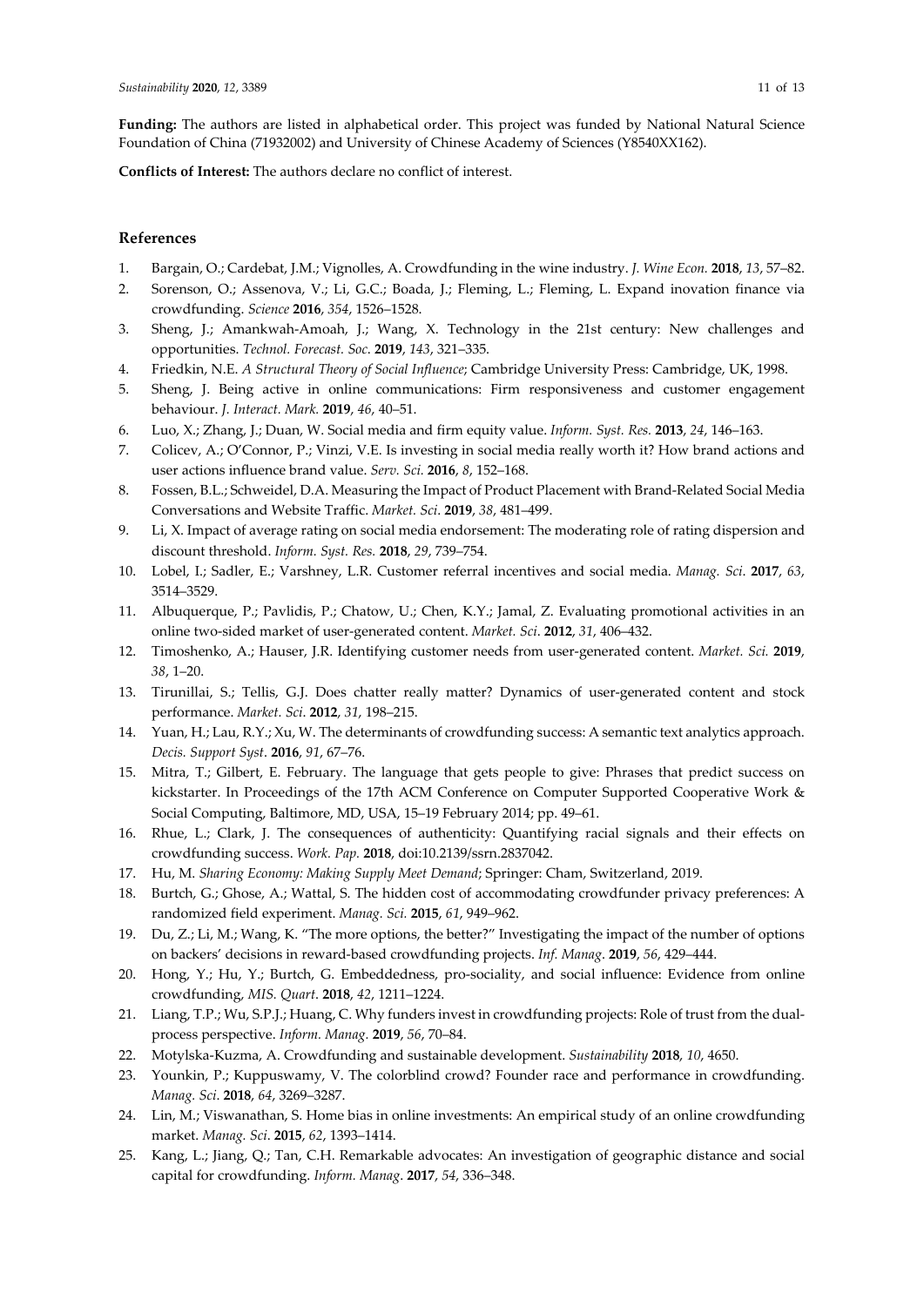**Funding:** The authors are listed in alphabetical order. This project was funded by National Natural Science Foundation of China (71932002) and University of Chinese Academy of Sciences (Y8540XX162).

**Conflicts of Interest:** The authors declare no conflict of interest.

## References

1. Bargain, O.; Cardebat, J.M.; Vignolles, A. Crowdfunding in the wine industry. *J. Wine Econ.* **2018**, *13*, 57–82.
2. Sorenson, O.; Assenova, V.; Li, G.C.; Boada, J.; Fleming, L.; Fleming, L. Expand inovation finance via crowdfunding. *Science* **2016**, *354*, 1526–1528.
3. Sheng, J.; Amankwah-Amoah, J.; Wang, X. Technology in the 21st century: New challenges and opportunities. *Technol. Forecast. Soc.* **2019**, *143*, 321–335.
4. Friedkin, N.E. *A Structural Theory of Social Influence*; Cambridge University Press: Cambridge, UK, 1998.
5. Sheng, J. Being active in online communications: Firm responsiveness and customer engagement behaviour. *J. Interact. Mark.* **2019**, *46*, 40–51.
6. Luo, X.; Zhang, J.; Duan, W. Social media and firm equity value. *Inform. Syst. Res.* **2013**, *24*, 146–163.
7. Colicev, A.; O'Connor, P.; Vinzi, V.E. Is investing in social media really worth it? How brand actions and user actions influence brand value. *Serv. Sci.* **2016**, *8*, 152–168.
8. Fossen, B.L.; Schweidel, D.A. Measuring the Impact of Product Placement with Brand-Related Social Media Conversations and Website Traffic. *Market. Sci*. **2019**, *38*, 481–499.
9. Li, X. Impact of average rating on social media endorsement: The moderating role of rating dispersion and discount threshold. *Inform. Syst. Res.* **2018**, *29*, 739–754.
10. Lobel, I.; Sadler, E.; Varshney, L.R. Customer referral incentives and social media. *Manag. Sci*. **2017**, *63*, 3514–3529.
11. Albuquerque, P.; Pavlidis, P.; Chatow, U.; Chen, K.Y.; Jamal, Z. Evaluating promotional activities in an online two-sided market of user-generated content. *Market. Sci*. **2012**, *31*, 406–432.
12. Timoshenko, A.; Hauser, J.R. Identifying customer needs from user-generated content. *Market. Sci.* **2019**, *38*, 1–20.
13. Tirunillai, S.; Tellis, G.J. Does chatter really matter? Dynamics of user-generated content and stock performance. *Market. Sci*. **2012**, *31*, 198–215.
14. Yuan, H.; Lau, R.Y.; Xu, W. The determinants of crowdfunding success: A semantic text analytics approach. *Decis. Support Syst*. **2016**, *91*, 67–76.
15. Mitra, T.; Gilbert, E. February. The language that gets people to give: Phrases that predict success on kickstarter. In Proceedings of the 17th ACM Conference on Computer Supported Cooperative Work & Social Computing, Baltimore, MD, USA, 15–19 February 2014; pp. 49–61.
16. Rhue, L.; Clark, J. The consequences of authenticity: Quantifying racial signals and their effects on crowdfunding success. *Work. Pap.* **2018**, doi:10.2139/ssrn.2837042.
17. Hu, M. *Sharing Economy: Making Supply Meet Demand*; Springer: Cham, Switzerland, 2019.
18. Burtch, G.; Ghose, A.; Wattal, S. The hidden cost of accommodating crowdfunder privacy preferences: A randomized field experiment. *Manag. Sci.* **2015**, *61*, 949–962.
19. Du, Z.; Li, M.; Wang, K. "The more options, the better?" Investigating the impact of the number of options on backers' decisions in reward-based crowdfunding projects. *Inf. Manag*. **2019**, *56*, 429–444.
20. Hong, Y.; Hu, Y.; Burtch, G. Embeddedness, pro-sociality, and social influence: Evidence from online crowdfunding, *MIS. Quart*. **2018**, *42*, 1211–1224.
21. Liang, T.P.; Wu, S.P.J.; Huang, C. Why funders invest in crowdfunding projects: Role of trust from the dual-process perspective. *Inform. Manag.* **2019**, *56*, 70–84.
22. Motylska-Kuzma, A. Crowdfunding and sustainable development. *Sustainability* **2018**, *10*, 4650.
23. Younkin, P.; Kuppuswamy, V. The colorblind crowd? Founder race and performance in crowdfunding. *Manag. Sci*. **2018**, *64*, 3269–3287.
24. Lin, M.; Viswanathan, S. Home bias in online investments: An empirical study of an online crowdfunding market. *Manag. Sci*. **2015**, *62*, 1393–1414.
25. Kang, L.; Jiang, Q.; Tan, C.H. Remarkable advocates: An investigation of geographic distance and social capital for crowdfunding. *Inform. Manag.* **2017**, *54*, 336–348.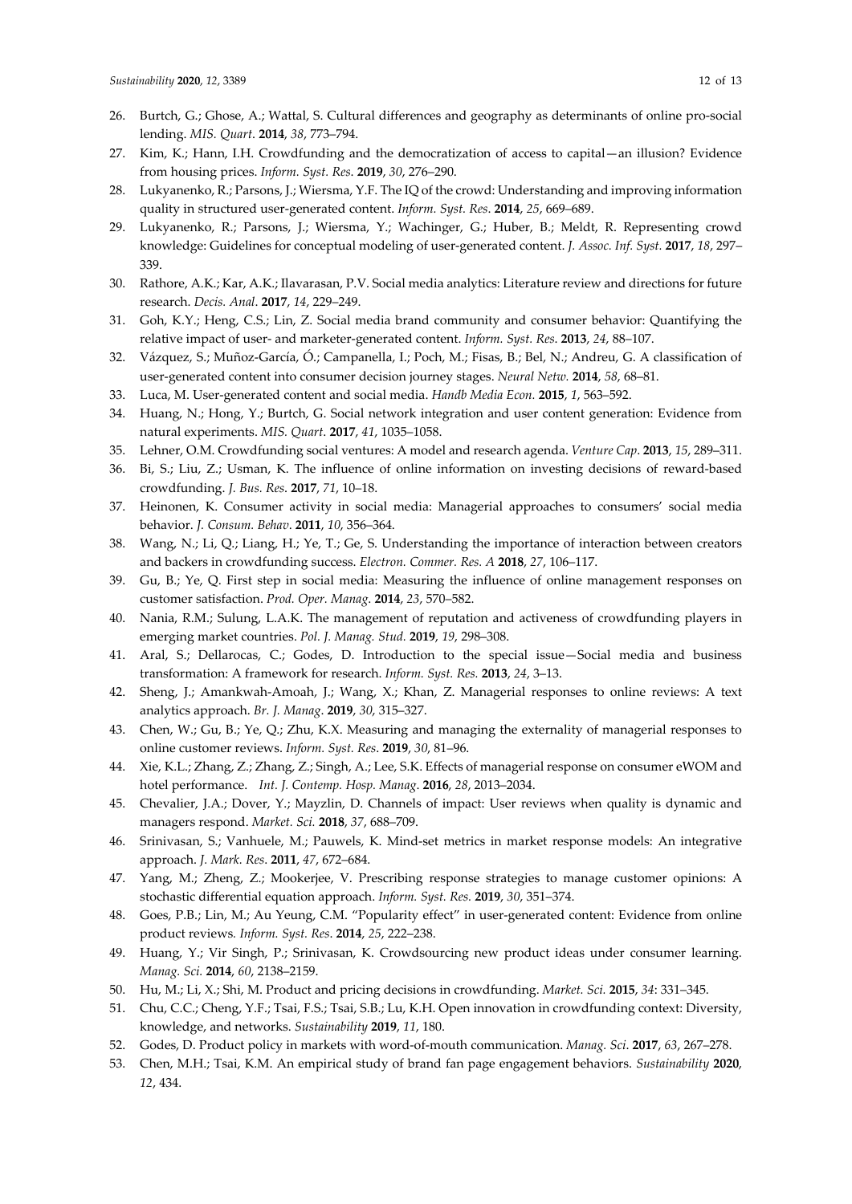26. Burtch, G.; Ghose, A.; Wattal, S. Cultural differences and geography as determinants of online pro-social lending. *MIS. Quart*. **2014**, *38*, 773–794.
27. Kim, K.; Hann, I.H. Crowdfunding and the democratization of access to capital—an illusion? Evidence from housing prices. *Inform. Syst. Res*. **2019**, *30*, 276–290.
28. Lukyanenko, R.; Parsons, J.; Wiersma, Y.F. The IQ of the crowd: Understanding and improving information quality in structured user-generated content. *Inform. Syst. Res*. **2014**, *25*, 669–689.
29. Lukyanenko, R.; Parsons, J.; Wiersma, Y.; Wachinger, G.; Huber, B.; Meldt, R. Representing crowd knowledge: Guidelines for conceptual modeling of user-generated content. *J. Assoc. Inf. Syst.* **2017**, *18*, 297–339.
30. Rathore, A.K.; Kar, A.K.; Ilavarasan, P.V. Social media analytics: Literature review and directions for future research. *Decis. Anal*. **2017**, *14*, 229–249.
31. Goh, K.Y.; Heng, C.S.; Lin, Z. Social media brand community and consumer behavior: Quantifying the relative impact of user- and marketer-generated content. *Inform. Syst. Res.* **2013**, *24*, 88–107.
32. Vázquez, S.; Muñoz-García, Ó.; Campanella, I.; Poch, M.; Fisas, B.; Bel, N.; Andreu, G. A classification of user-generated content into consumer decision journey stages. *Neural Netw.* **2014**, *58*, 68–81.
33. Luca, M. User-generated content and social media. *Handb Media Econ.* **2015**, *1*, 563–592.
34. Huang, N.; Hong, Y.; Burtch, G. Social network integration and user content generation: Evidence from natural experiments. *MIS. Quart*. **2017**, *41*, 1035–1058.
35. Lehner, O.M. Crowdfunding social ventures: A model and research agenda. *Venture Cap*. **2013**, *15*, 289–311.
36. Bi, S.; Liu, Z.; Usman, K. The influence of online information on investing decisions of reward-based crowdfunding. *J. Bus. Res*. **2017**, *71*, 10–18.
37. Heinonen, K. Consumer activity in social media: Managerial approaches to consumers' social media behavior. *J. Consum. Behav*. **2011**, *10*, 356–364.
38. Wang, N.; Li, Q.; Liang, H.; Ye, T.; Ge, S. Understanding the importance of interaction between creators and backers in crowdfunding success. *Electron. Commer. Res. A* **2018**, *27*, 106–117.
39. Gu, B.; Ye, Q. First step in social media: Measuring the influence of online management responses on customer satisfaction. *Prod. Oper. Manag*. **2014**, *23*, 570–582.
40. Nania, R.M.; Sulung, L.A.K. The management of reputation and activeness of crowdfunding players in emerging market countries. *Pol. J. Manag. Stud.* **2019**, *19*, 298–308.
41. Aral, S.; Dellarocas, C.; Godes, D. Introduction to the special issue—Social media and business transformation: A framework for research. *Inform. Syst. Res.* **2013**, *24*, 3–13.
42. Sheng, J.; Amankwah-Amoah, J.; Wang, X.; Khan, Z. Managerial responses to online reviews: A text analytics approach. *Br. J. Manag*. **2019**, *30*, 315–327.
43. Chen, W.; Gu, B.; Ye, Q.; Zhu, K.X. Measuring and managing the externality of managerial responses to online customer reviews. *Inform. Syst. Res*. **2019**, *30*, 81–96.
44. Xie, K.L.; Zhang, Z.; Zhang, Z.; Singh, A.; Lee, S.K. Effects of managerial response on consumer eWOM and hotel performance. *Int. J. Contemp. Hosp. Manag*. **2016**, *28*, 2013–2034.
45. Chevalier, J.A.; Dover, Y.; Mayzlin, D. Channels of impact: User reviews when quality is dynamic and managers respond. *Market. Sci.* **2018**, *37*, 688–709.
46. Srinivasan, S.; Vanhuele, M.; Pauwels, K. Mind-set metrics in market response models: An integrative approach. *J. Mark. Res*. **2011**, *47*, 672–684.
47. Yang, M.; Zheng, Z.; Mookerjee, V. Prescribing response strategies to manage customer opinions: A stochastic differential equation approach. *Inform. Syst. Res.* **2019**, *30*, 351–374.
48. Goes, P.B.; Lin, M.; Au Yeung, C.M. "Popularity effect" in user-generated content: Evidence from online product reviews. *Inform. Syst. Res*. **2014**, *25*, 222–238.
49. Huang, Y.; Vir Singh, P.; Srinivasan, K. Crowdsourcing new product ideas under consumer learning. *Manag. Sci.* **2014**, *60*, 2138–2159.
50. Hu, M.; Li, X.; Shi, M. Product and pricing decisions in crowdfunding. *Market. Sci.* **2015**, *34*: 331–345.
51. Chu, C.C.; Cheng, Y.F.; Tsai, F.S.; Tsai, S.B.; Lu, K.H. Open innovation in crowdfunding context: Diversity, knowledge, and networks. *Sustainability* **2019**, *11*, 180.
52. Godes, D. Product policy in markets with word-of-mouth communication. *Manag. Sci*. **2017**, *63*, 267–278.
53. Chen, M.H.; Tsai, K.M. An empirical study of brand fan page engagement behaviors. *Sustainability* **2020**, *12*, 434.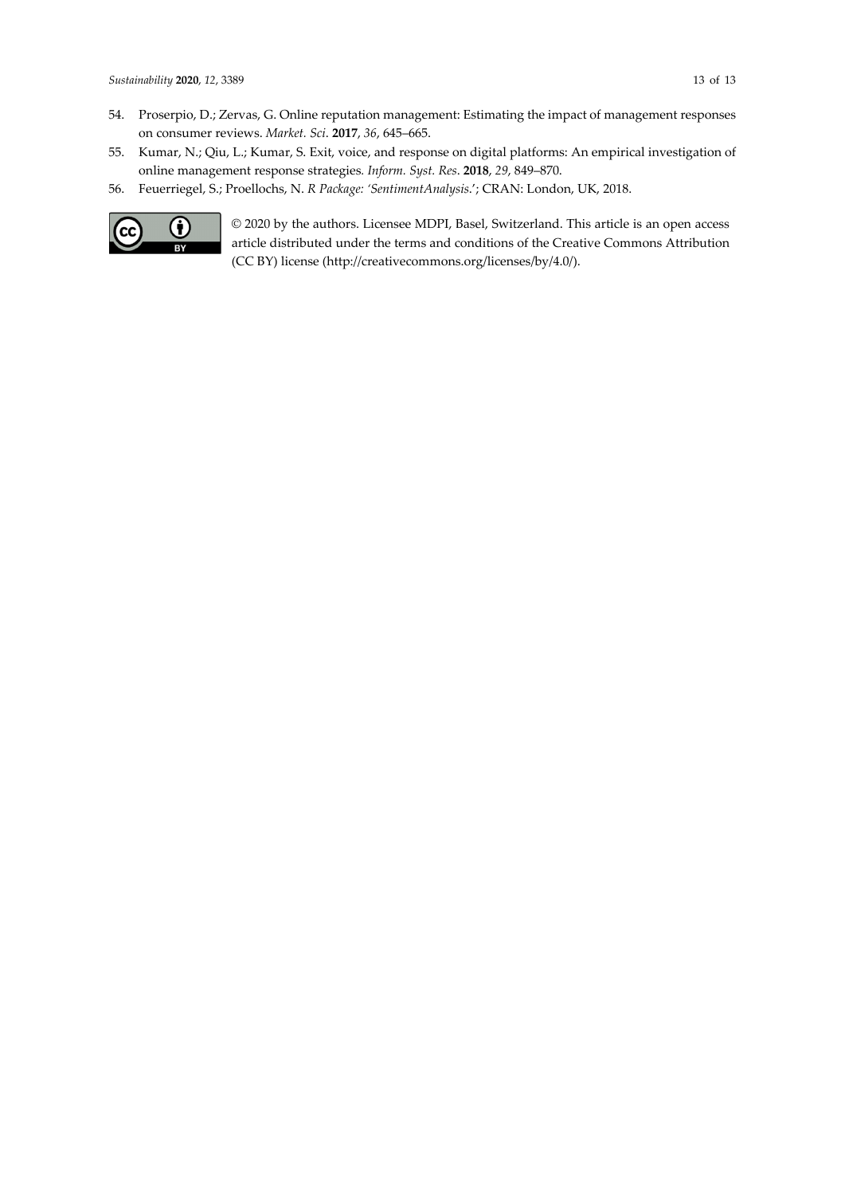54. Proserpio, D.; Zervas, G. Online reputation management: Estimating the impact of management responses on consumer reviews. *Market. Sci.* **2017**, *36*, 645–665.
55. Kumar, N.; Qiu, L.; Kumar, S. Exit, voice, and response on digital platforms: An empirical investigation of online management response strategies. *Inform. Syst. Res.* **2018**, *29*, 849–870.
56. Feuerriegel, S.; Proellochs, N. *R Package: 'SentimentAnalysis.'*; CRAN: London, UK, 2018.

© 2020 by the authors. Licensee MDPI, Basel, Switzerland. This article is an open access article distributed under the terms and conditions of the Creative Commons Attribution (CC BY) license (http://creativecommons.org/licenses/by/4.0/).